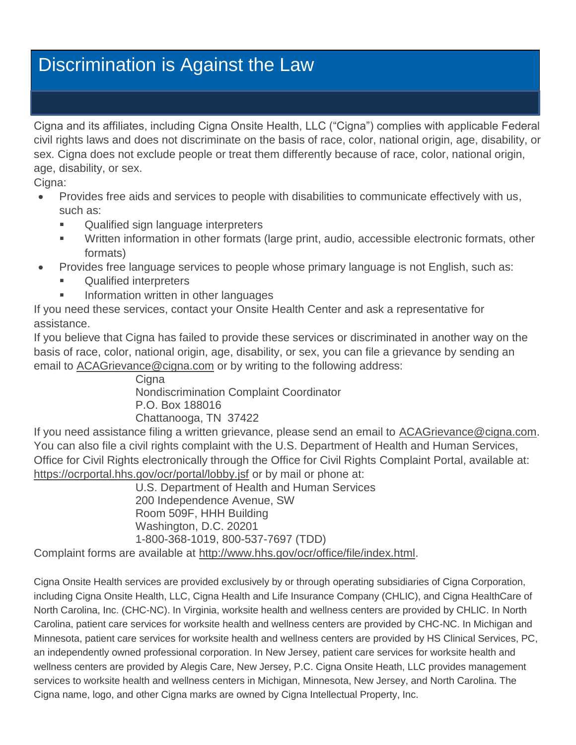# Discrimination is Against the Law

Cigna and its affiliates, including Cigna Onsite Health, LLC ("Cigna") complies with applicable Federal civil rights laws and does not discriminate on the basis of race, color, national origin, age, disability, or sex. Cigna does not exclude people or treat them differently because of race, color, national origin, age, disability, or sex.

Cigna:

- Provides free aids and services to people with disabilities to communicate effectively with us, such as:
  - Qualified sign language interpreters
  - Written information in other formats (large print, audio, accessible electronic formats, other formats)
- Provides free language services to people whose primary language is not English, such as:
  - Qualified interpreters
  - Information written in other languages

If you need these services, contact your Onsite Health Center and ask a representative for assistance.

If you believe that Cigna has failed to provide these services or discriminated in another way on the basis of race, color, national origin, age, disability, or sex, you can file a grievance by sending an email to ACAGrievance@cigna.com or by writing to the following address:

Cigna
Nondiscrimination Complaint Coordinator
P.O. Box 188016
Chattanooga, TN 37422

If you need assistance filing a written grievance, please send an email to ACAGrievance@cigna.com. You can also file a civil rights complaint with the U.S. Department of Health and Human Services, Office for Civil Rights electronically through the Office for Civil Rights Complaint Portal, available at: https://ocrportal.hhs.gov/ocr/portal/lobby.jsf or by mail or phone at:

U.S. Department of Health and Human Services
200 Independence Avenue, SW
Room 509F, HHH Building
Washington, D.C. 20201
1-800-368-1019, 800-537-7697 (TDD)

Complaint forms are available at http://www.hhs.gov/ocr/office/file/index.html.

Cigna Onsite Health services are provided exclusively by or through operating subsidiaries of Cigna Corporation, including Cigna Onsite Health, LLC, Cigna Health and Life Insurance Company (CHLIC), and Cigna HealthCare of North Carolina, Inc. (CHC-NC). In Virginia, worksite health and wellness centers are provided by CHLIC. In North Carolina, patient care services for worksite health and wellness centers are provided by CHC-NC. In Michigan and Minnesota, patient care services for worksite health and wellness centers are provided by HS Clinical Services, PC, an independently owned professional corporation. In New Jersey, patient care services for worksite health and wellness centers are provided by Alegis Care, New Jersey, P.C. Cigna Onsite Heath, LLC provides management services to worksite health and wellness centers in Michigan, Minnesota, New Jersey, and North Carolina. The Cigna name, logo, and other Cigna marks are owned by Cigna Intellectual Property, Inc.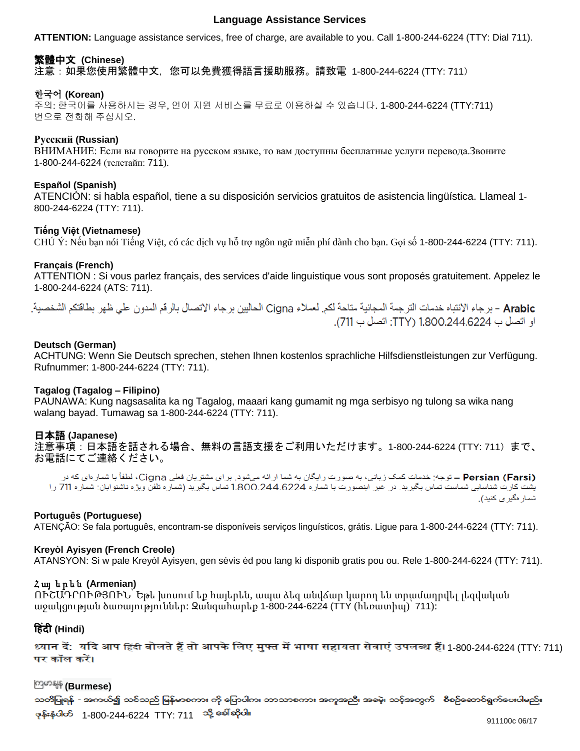## Language Assistance Services

**ATTENTION:** Language assistance services, free of charge, are available to you. Call 1-800-244-6224 (TTY: Dial 711).

**繁體中文 (Chinese)**
**注意：如果您使用繁體中文，您可以免費獲得語言援助服務。請致電** 1-800-244-6224 (TTY: 711）

**한국어 (Korean)**
주의: 한국어를 사용하시는 경우, 언어 지원 서비스를 무료로 이용하실 수 있습니다. 1-800-244-6224 (TTY:711) 번으로 전화해 주십시오.

**Русский (Russian)**
ВНИМАНИЕ: Если вы говорите на русском языке, то вам доступны бесплатные услуги перевода.Звоните 1-800-244-6224 (телетайп: 711).

**Español (Spanish)**
ATENCIÓN: si habla español, tiene a su disposición servicios gratuitos de asistencia lingüística. Llameal 1-800-244-6224 (TTY: 711).

**Tiếng Việt (Vietnamese)**
CHÚ Ý: Nếu bạn nói Tiếng Việt, có các dịch vụ hỗ trợ ngôn ngữ miễn phí dành cho bạn. Gọi số 1-800-244-6224 (TTY: 711).

**Français (French)**
ATTENTION : Si vous parlez français, des services d'aide linguistique vous sont proposés gratuitement. Appelez le 1-800-244-6224 (ATS: 711).

**Arabic** - برجاء الإنتباه خدمات الترجمة المجانية متاحة لكم. لعملاء Cigna الحاليين برجاء الاتصال بالرقم المدون علي ظهر بطاقتكم الشخصية. او اتصل ب 1.800.244.6224 (TTY: اتصل ب 711).

**Deutsch (German)**
ACHTUNG: Wenn Sie Deutsch sprechen, stehen Ihnen kostenlos sprachliche Hilfsdienstleistungen zur Verfügung. Rufnummer: 1-800-244-6224 (TTY: 711).

**Tagalog (Tagalog – Filipino)**
PAUNAWA: Kung nagsasalita ka ng Tagalog, maaari kang gumamit ng mga serbisyo ng tulong sa wika nang walang bayad. Tumawag sa 1-800-244-6224 (TTY: 711).

**日本語 (Japanese)**
注意事項：日本語を話される場合、無料の言語支援をご利用いただけます。1-800-244-6224 (TTY: 711）まで、お電話にてご連絡ください。

**Persian (Farsi)** – توجه: خدمات کمک زبانی، به صورت رایگان به شما ارائه می‌شود. برای مشتریان فعلی Cigna، لطفاً با شماره‌ای که در پشت کارت شناسایی شماست تماس بگیرید. در غیر اینصورت با شماره 1.800.244.6224 تماس بگیرید (شماره تلفن ویژه ناشنوایان: شماره 711 را شماره‌گیری کنید).

**Português (Portuguese)**
ATENÇÃO: Se fala português, encontram-se disponíveis serviços linguísticos, grátis. Ligue para 1-800-244-6224 (TTY: 711).

**Kreyòl Ayisyen (French Creole)**
ATANSYON: Si w pale Kreyòl Ayisyen, gen sèvis èd pou lang ki disponib gratis pou ou. Rele 1-800-244-6224 (TTY: 711).

**Հայերեն (Armenian)**
ՈՒՇԱԴՐՈՒԹՅՈՒՆ՝ Եթե խոսում եք հայերեն, ապա ձեզ անվճար կարող են տրամադրվել լեզվական աջակցության ծառայություններ: Զանգահարեք 1-800-244-6224 (TTY (հեռատիպ)՝ 711):

**हिंदी (Hindi)**
ध्यान दें: यदि आप हिंदी बोलते हैं तो आपके लिए मुफ्त में भाषा सहायता सेवाएं उपलब्ध हैं। 1-800-244-6224 (TTY: 711) पर कॉल करें।

**ကြမာန္ (Burmese)**
သတိပြုရန် - အကယ်၍ သင်သည် မြန်မာစကား ကို ပြောပါက၊ ဘာသာစကား အကူအညီ၊ အခမဲ့၊ သင့်အတွက် စီစဉ်ဆောင်ရွက်ပေးပါမည်။ ဖုန်းနံပါတ် 1-800-244-6224 TTY: 711 သို့ ခေါ်ဆိုပါ။

911100c 06/17